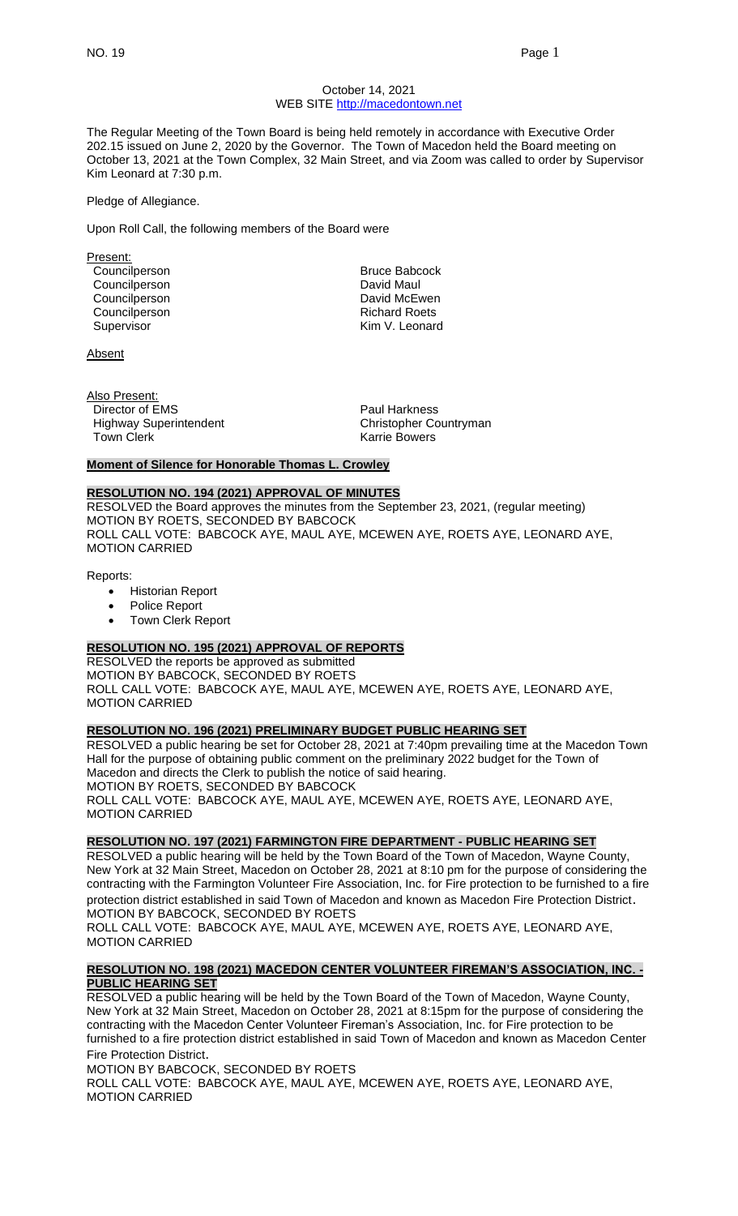October 14, 2021
WEB SITE http://macedontown.net

The Regular Meeting of the Town Board is being held remotely in accordance with Executive Order 202.15 issued on June 2, 2020 by the Governor. The Town of Macedon held the Board meeting on October 13, 2021 at the Town Complex, 32 Main Street, and via Zoom was called to order by Supervisor Kim Leonard at 7:30 p.m.

Pledge of Allegiance.

Upon Roll Call, the following members of the Board were

Present:

| | |
|---|---|
| Councilperson | Bruce Babcock |
| Councilperson | David Maul |
| Councilperson | David McEwen |
| Councilperson | Richard Roets |
| Supervisor | Kim V. Leonard |

Absent

Also Present:

| | |
|---|---|
| Director of EMS | Paul Harkness |
| Highway Superintendent | Christopher Countryman |
| Town Clerk | Karrie Bowers |

**Moment of Silence for Honorable Thomas L. Crowley**

**RESOLUTION NO. 194 (2021) APPROVAL OF MINUTES**

RESOLVED the Board approves the minutes from the September 23, 2021, (regular meeting)
MOTION BY ROETS, SECONDED BY BABCOCK
ROLL CALL VOTE: BABCOCK AYE, MAUL AYE, MCEWEN AYE, ROETS AYE, LEONARD AYE,
MOTION CARRIED

Reports:

- Historian Report
- Police Report
- Town Clerk Report

**RESOLUTION NO. 195 (2021) APPROVAL OF REPORTS**

RESOLVED the reports be approved as submitted
MOTION BY BABCOCK, SECONDED BY ROETS
ROLL CALL VOTE: BABCOCK AYE, MAUL AYE, MCEWEN AYE, ROETS AYE, LEONARD AYE,
MOTION CARRIED

**RESOLUTION NO. 196 (2021) PRELIMINARY BUDGET PUBLIC HEARING SET**

RESOLVED a public hearing be set for October 28, 2021 at 7:40pm prevailing time at the Macedon Town Hall for the purpose of obtaining public comment on the preliminary 2022 budget for the Town of Macedon and directs the Clerk to publish the notice of said hearing.
MOTION BY ROETS, SECONDED BY BABCOCK
ROLL CALL VOTE: BABCOCK AYE, MAUL AYE, MCEWEN AYE, ROETS AYE, LEONARD AYE,
MOTION CARRIED

**RESOLUTION NO. 197 (2021) FARMINGTON FIRE DEPARTMENT - PUBLIC HEARING SET**

RESOLVED a public hearing will be held by the Town Board of the Town of Macedon, Wayne County, New York at 32 Main Street, Macedon on October 28, 2021 at 8:10 pm for the purpose of considering the contracting with the Farmington Volunteer Fire Association, Inc. for Fire protection to be furnished to a fire protection district established in said Town of Macedon and known as Macedon Fire Protection District.
MOTION BY BABCOCK, SECONDED BY ROETS
ROLL CALL VOTE: BABCOCK AYE, MAUL AYE, MCEWEN AYE, ROETS AYE, LEONARD AYE,
MOTION CARRIED

**RESOLUTION NO. 198 (2021) MACEDON CENTER VOLUNTEER FIREMAN'S ASSOCIATION, INC. - PUBLIC HEARING SET**

RESOLVED a public hearing will be held by the Town Board of the Town of Macedon, Wayne County, New York at 32 Main Street, Macedon on October 28, 2021 at 8:15pm for the purpose of considering the contracting with the Macedon Center Volunteer Fireman's Association, Inc. for Fire protection to be furnished to a fire protection district established in said Town of Macedon and known as Macedon Center Fire Protection District.
MOTION BY BABCOCK, SECONDED BY ROETS
ROLL CALL VOTE: BABCOCK AYE, MAUL AYE, MCEWEN AYE, ROETS AYE, LEONARD AYE,
MOTION CARRIED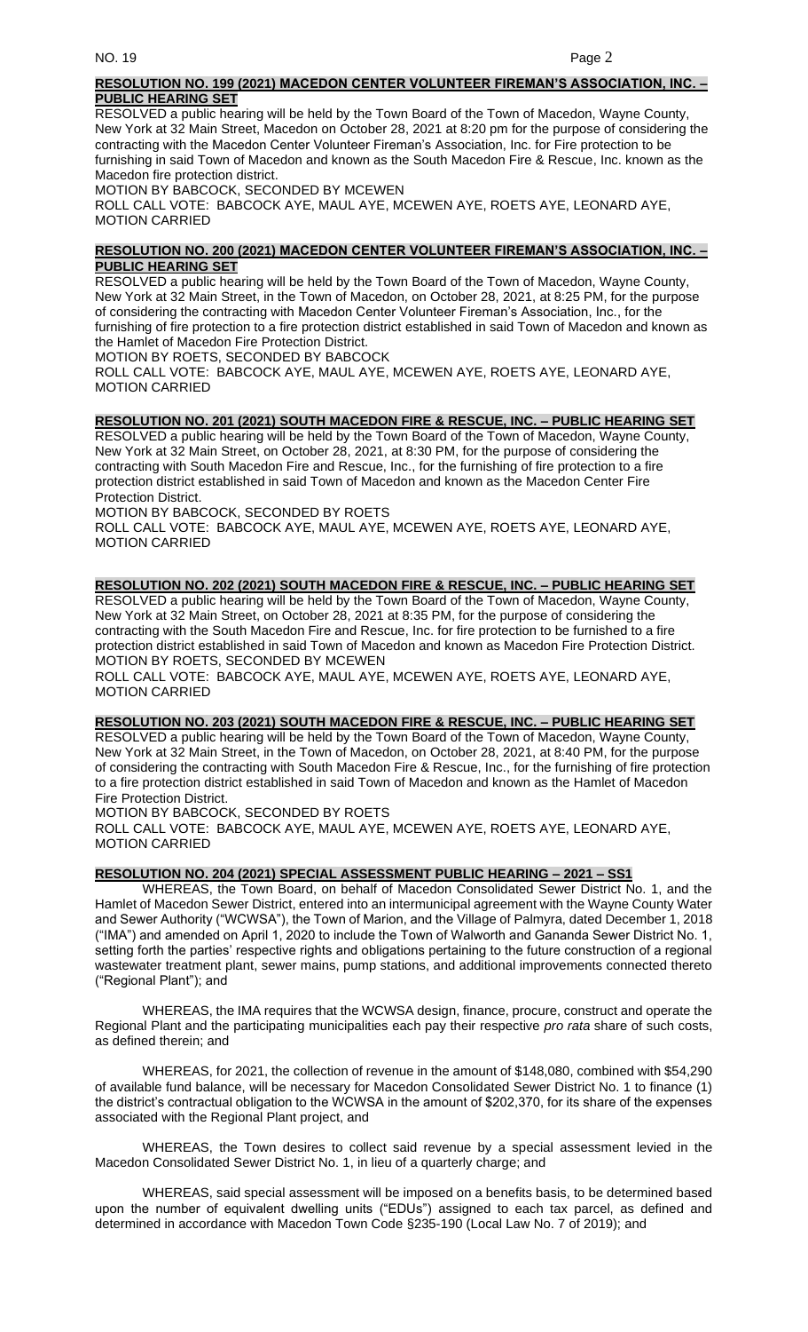**RESOLUTION NO. 199 (2021) MACEDON CENTER VOLUNTEER FIREMAN'S ASSOCIATION, INC. – PUBLIC HEARING SET**

RESOLVED a public hearing will be held by the Town Board of the Town of Macedon, Wayne County, New York at 32 Main Street, Macedon on October 28, 2021 at 8:20 pm for the purpose of considering the contracting with the Macedon Center Volunteer Fireman's Association, Inc. for Fire protection to be furnishing in said Town of Macedon and known as the South Macedon Fire & Rescue, Inc. known as the Macedon fire protection district.

MOTION BY BABCOCK, SECONDED BY MCEWEN

ROLL CALL VOTE: BABCOCK AYE, MAUL AYE, MCEWEN AYE, ROETS AYE, LEONARD AYE, MOTION CARRIED

**RESOLUTION NO. 200 (2021) MACEDON CENTER VOLUNTEER FIREMAN'S ASSOCIATION, INC. – PUBLIC HEARING SET**

RESOLVED a public hearing will be held by the Town Board of the Town of Macedon, Wayne County, New York at 32 Main Street, in the Town of Macedon, on October 28, 2021, at 8:25 PM, for the purpose of considering the contracting with Macedon Center Volunteer Fireman's Association, Inc., for the furnishing of fire protection to a fire protection district established in said Town of Macedon and known as the Hamlet of Macedon Fire Protection District.

MOTION BY ROETS, SECONDED BY BABCOCK

ROLL CALL VOTE: BABCOCK AYE, MAUL AYE, MCEWEN AYE, ROETS AYE, LEONARD AYE, MOTION CARRIED

**RESOLUTION NO. 201 (2021) SOUTH MACEDON FIRE & RESCUE, INC. – PUBLIC HEARING SET**

RESOLVED a public hearing will be held by the Town Board of the Town of Macedon, Wayne County, New York at 32 Main Street, on October 28, 2021, at 8:30 PM, for the purpose of considering the contracting with South Macedon Fire and Rescue, Inc., for the furnishing of fire protection to a fire protection district established in said Town of Macedon and known as the Macedon Center Fire Protection District.

MOTION BY BABCOCK, SECONDED BY ROETS

ROLL CALL VOTE: BABCOCK AYE, MAUL AYE, MCEWEN AYE, ROETS AYE, LEONARD AYE, MOTION CARRIED

**RESOLUTION NO. 202 (2021) SOUTH MACEDON FIRE & RESCUE, INC. – PUBLIC HEARING SET**

RESOLVED a public hearing will be held by the Town Board of the Town of Macedon, Wayne County, New York at 32 Main Street, on October 28, 2021 at 8:35 PM, for the purpose of considering the contracting with the South Macedon Fire and Rescue, Inc. for fire protection to be furnished to a fire protection district established in said Town of Macedon and known as Macedon Fire Protection District.

MOTION BY ROETS, SECONDED BY MCEWEN

ROLL CALL VOTE: BABCOCK AYE, MAUL AYE, MCEWEN AYE, ROETS AYE, LEONARD AYE, MOTION CARRIED

**RESOLUTION NO. 203 (2021) SOUTH MACEDON FIRE & RESCUE, INC. – PUBLIC HEARING SET**

RESOLVED a public hearing will be held by the Town Board of the Town of Macedon, Wayne County, New York at 32 Main Street, in the Town of Macedon, on October 28, 2021, at 8:40 PM, for the purpose of considering the contracting with South Macedon Fire & Rescue, Inc., for the furnishing of fire protection to a fire protection district established in said Town of Macedon and known as the Hamlet of Macedon Fire Protection District.

MOTION BY BABCOCK, SECONDED BY ROETS

ROLL CALL VOTE: BABCOCK AYE, MAUL AYE, MCEWEN AYE, ROETS AYE, LEONARD AYE, MOTION CARRIED

**RESOLUTION NO. 204 (2021) SPECIAL ASSESSMENT PUBLIC HEARING – 2021 – SS1**

WHEREAS, the Town Board, on behalf of Macedon Consolidated Sewer District No. 1, and the Hamlet of Macedon Sewer District, entered into an intermunicipal agreement with the Wayne County Water and Sewer Authority ("WCWSA"), the Town of Marion, and the Village of Palmyra, dated December 1, 2018 ("IMA") and amended on April 1, 2020 to include the Town of Walworth and Gananda Sewer District No. 1, setting forth the parties' respective rights and obligations pertaining to the future construction of a regional wastewater treatment plant, sewer mains, pump stations, and additional improvements connected thereto ("Regional Plant"); and

WHEREAS, the IMA requires that the WCWSA design, finance, procure, construct and operate the Regional Plant and the participating municipalities each pay their respective *pro rata* share of such costs, as defined therein; and

WHEREAS, for 2021, the collection of revenue in the amount of $148,080, combined with $54,290 of available fund balance, will be necessary for Macedon Consolidated Sewer District No. 1 to finance (1) the district's contractual obligation to the WCWSA in the amount of $202,370, for its share of the expenses associated with the Regional Plant project, and

WHEREAS, the Town desires to collect said revenue by a special assessment levied in the Macedon Consolidated Sewer District No. 1, in lieu of a quarterly charge; and

WHEREAS, said special assessment will be imposed on a benefits basis, to be determined based upon the number of equivalent dwelling units ("EDUs") assigned to each tax parcel, as defined and determined in accordance with Macedon Town Code §235-190 (Local Law No. 7 of 2019); and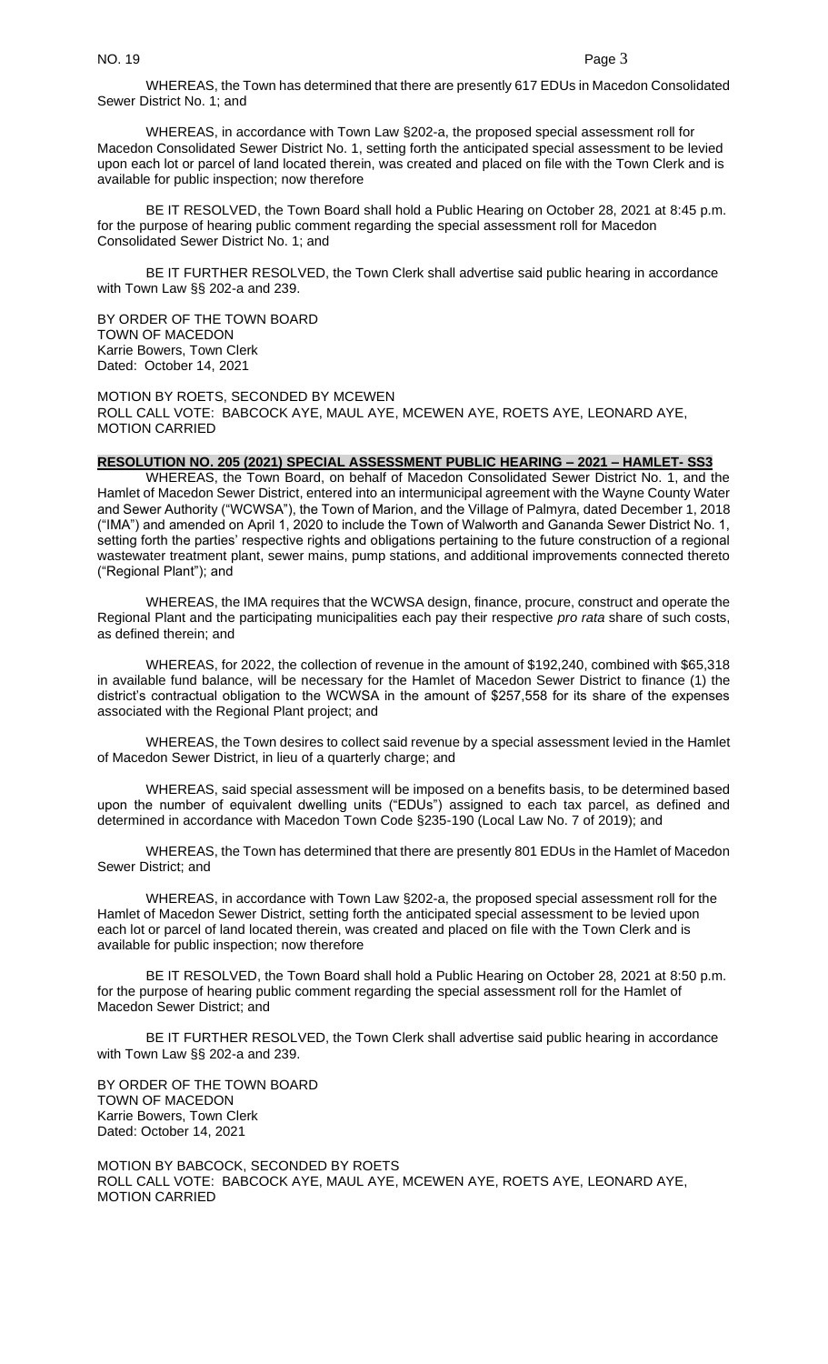WHEREAS, the Town has determined that there are presently 617 EDUs in Macedon Consolidated Sewer District No. 1; and

WHEREAS, in accordance with Town Law §202-a, the proposed special assessment roll for Macedon Consolidated Sewer District No. 1, setting forth the anticipated special assessment to be levied upon each lot or parcel of land located therein, was created and placed on file with the Town Clerk and is available for public inspection; now therefore

BE IT RESOLVED, the Town Board shall hold a Public Hearing on October 28, 2021 at 8:45 p.m. for the purpose of hearing public comment regarding the special assessment roll for Macedon Consolidated Sewer District No. 1; and

BE IT FURTHER RESOLVED, the Town Clerk shall advertise said public hearing in accordance with Town Law §§ 202-a and 239.

BY ORDER OF THE TOWN BOARD
TOWN OF MACEDON
Karrie Bowers, Town Clerk
Dated: October 14, 2021

MOTION BY ROETS, SECONDED BY MCEWEN
ROLL CALL VOTE: BABCOCK AYE, MAUL AYE, MCEWEN AYE, ROETS AYE, LEONARD AYE,
MOTION CARRIED

**RESOLUTION NO. 205 (2021) SPECIAL ASSESSMENT PUBLIC HEARING – 2021 – HAMLET- SS3**

WHEREAS, the Town Board, on behalf of Macedon Consolidated Sewer District No. 1, and the Hamlet of Macedon Sewer District, entered into an intermunicipal agreement with the Wayne County Water and Sewer Authority ("WCWSA"), the Town of Marion, and the Village of Palmyra, dated December 1, 2018 ("IMA") and amended on April 1, 2020 to include the Town of Walworth and Gananda Sewer District No. 1, setting forth the parties' respective rights and obligations pertaining to the future construction of a regional wastewater treatment plant, sewer mains, pump stations, and additional improvements connected thereto ("Regional Plant"); and

WHEREAS, the IMA requires that the WCWSA design, finance, procure, construct and operate the Regional Plant and the participating municipalities each pay their respective *pro rata* share of such costs, as defined therein; and

WHEREAS, for 2022, the collection of revenue in the amount of $192,240, combined with $65,318 in available fund balance, will be necessary for the Hamlet of Macedon Sewer District to finance (1) the district's contractual obligation to the WCWSA in the amount of $257,558 for its share of the expenses associated with the Regional Plant project; and

WHEREAS, the Town desires to collect said revenue by a special assessment levied in the Hamlet of Macedon Sewer District, in lieu of a quarterly charge; and

WHEREAS, said special assessment will be imposed on a benefits basis, to be determined based upon the number of equivalent dwelling units ("EDUs") assigned to each tax parcel, as defined and determined in accordance with Macedon Town Code §235-190 (Local Law No. 7 of 2019); and

WHEREAS, the Town has determined that there are presently 801 EDUs in the Hamlet of Macedon Sewer District; and

WHEREAS, in accordance with Town Law §202-a, the proposed special assessment roll for the Hamlet of Macedon Sewer District, setting forth the anticipated special assessment to be levied upon each lot or parcel of land located therein, was created and placed on file with the Town Clerk and is available for public inspection; now therefore

BE IT RESOLVED, the Town Board shall hold a Public Hearing on October 28, 2021 at 8:50 p.m. for the purpose of hearing public comment regarding the special assessment roll for the Hamlet of Macedon Sewer District; and

BE IT FURTHER RESOLVED, the Town Clerk shall advertise said public hearing in accordance with Town Law §§ 202-a and 239.

BY ORDER OF THE TOWN BOARD
TOWN OF MACEDON
Karrie Bowers, Town Clerk
Dated: October 14, 2021

MOTION BY BABCOCK, SECONDED BY ROETS
ROLL CALL VOTE: BABCOCK AYE, MAUL AYE, MCEWEN AYE, ROETS AYE, LEONARD AYE,
MOTION CARRIED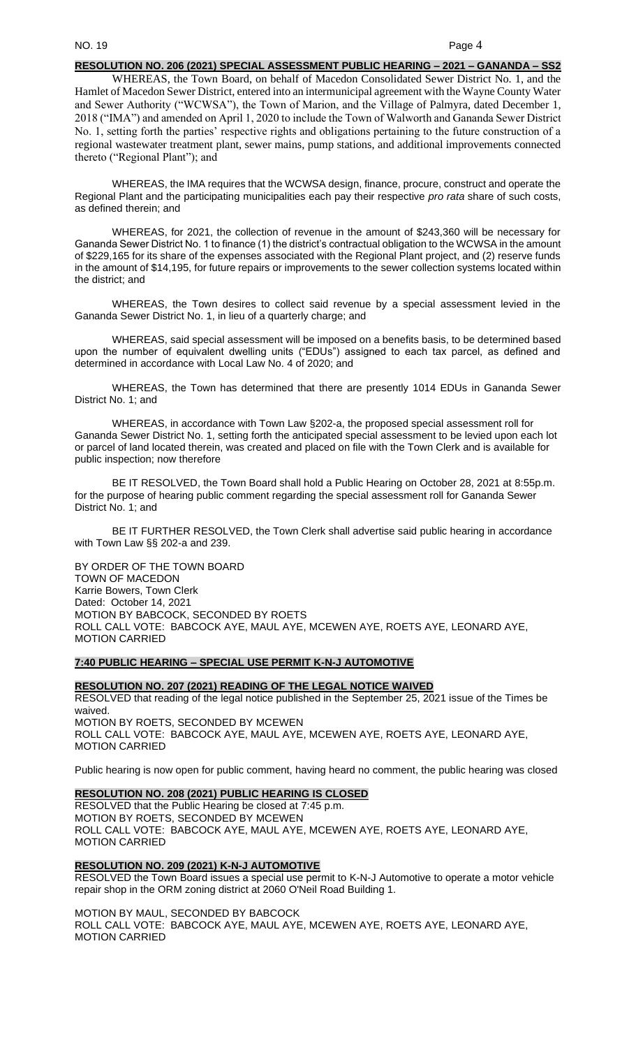**RESOLUTION NO. 206 (2021) SPECIAL ASSESSMENT PUBLIC HEARING – 2021 – GANANDA – SS2**

WHEREAS, the Town Board, on behalf of Macedon Consolidated Sewer District No. 1, and the Hamlet of Macedon Sewer District, entered into an intermunicipal agreement with the Wayne County Water and Sewer Authority ("WCWSA"), the Town of Marion, and the Village of Palmyra, dated December 1, 2018 ("IMA") and amended on April 1, 2020 to include the Town of Walworth and Gananda Sewer District No. 1, setting forth the parties' respective rights and obligations pertaining to the future construction of a regional wastewater treatment plant, sewer mains, pump stations, and additional improvements connected thereto ("Regional Plant"); and

WHEREAS, the IMA requires that the WCWSA design, finance, procure, construct and operate the Regional Plant and the participating municipalities each pay their respective *pro rata* share of such costs, as defined therein; and

WHEREAS, for 2021, the collection of revenue in the amount of $243,360 will be necessary for Gananda Sewer District No. 1 to finance (1) the district's contractual obligation to the WCWSA in the amount of $229,165 for its share of the expenses associated with the Regional Plant project, and (2) reserve funds in the amount of $14,195, for future repairs or improvements to the sewer collection systems located within the district; and

WHEREAS, the Town desires to collect said revenue by a special assessment levied in the Gananda Sewer District No. 1, in lieu of a quarterly charge; and

WHEREAS, said special assessment will be imposed on a benefits basis, to be determined based upon the number of equivalent dwelling units ("EDUs") assigned to each tax parcel, as defined and determined in accordance with Local Law No. 4 of 2020; and

WHEREAS, the Town has determined that there are presently 1014 EDUs in Gananda Sewer District No. 1; and

WHEREAS, in accordance with Town Law §202-a, the proposed special assessment roll for Gananda Sewer District No. 1, setting forth the anticipated special assessment to be levied upon each lot or parcel of land located therein, was created and placed on file with the Town Clerk and is available for public inspection; now therefore

BE IT RESOLVED, the Town Board shall hold a Public Hearing on October 28, 2021 at 8:55p.m. for the purpose of hearing public comment regarding the special assessment roll for Gananda Sewer District No. 1; and

BE IT FURTHER RESOLVED, the Town Clerk shall advertise said public hearing in accordance with Town Law §§ 202-a and 239.

BY ORDER OF THE TOWN BOARD
TOWN OF MACEDON
Karrie Bowers, Town Clerk
Dated: October 14, 2021
MOTION BY BABCOCK, SECONDED BY ROETS
ROLL CALL VOTE: BABCOCK AYE, MAUL AYE, MCEWEN AYE, ROETS AYE, LEONARD AYE,
MOTION CARRIED

**7:40 PUBLIC HEARING – SPECIAL USE PERMIT K-N-J AUTOMOTIVE**

**RESOLUTION NO. 207 (2021) READING OF THE LEGAL NOTICE WAIVED**

RESOLVED that reading of the legal notice published in the September 25, 2021 issue of the Times be waived.
MOTION BY ROETS, SECONDED BY MCEWEN
ROLL CALL VOTE: BABCOCK AYE, MAUL AYE, MCEWEN AYE, ROETS AYE, LEONARD AYE,
MOTION CARRIED

Public hearing is now open for public comment, having heard no comment, the public hearing was closed

**RESOLUTION NO. 208 (2021) PUBLIC HEARING IS CLOSED**

RESOLVED that the Public Hearing be closed at 7:45 p.m.
MOTION BY ROETS, SECONDED BY MCEWEN
ROLL CALL VOTE: BABCOCK AYE, MAUL AYE, MCEWEN AYE, ROETS AYE, LEONARD AYE,
MOTION CARRIED

**RESOLUTION NO. 209 (2021) K-N-J AUTOMOTIVE**

RESOLVED the Town Board issues a special use permit to K-N-J Automotive to operate a motor vehicle repair shop in the ORM zoning district at 2060 O'Neil Road Building 1.

MOTION BY MAUL, SECONDED BY BABCOCK
ROLL CALL VOTE: BABCOCK AYE, MAUL AYE, MCEWEN AYE, ROETS AYE, LEONARD AYE,
MOTION CARRIED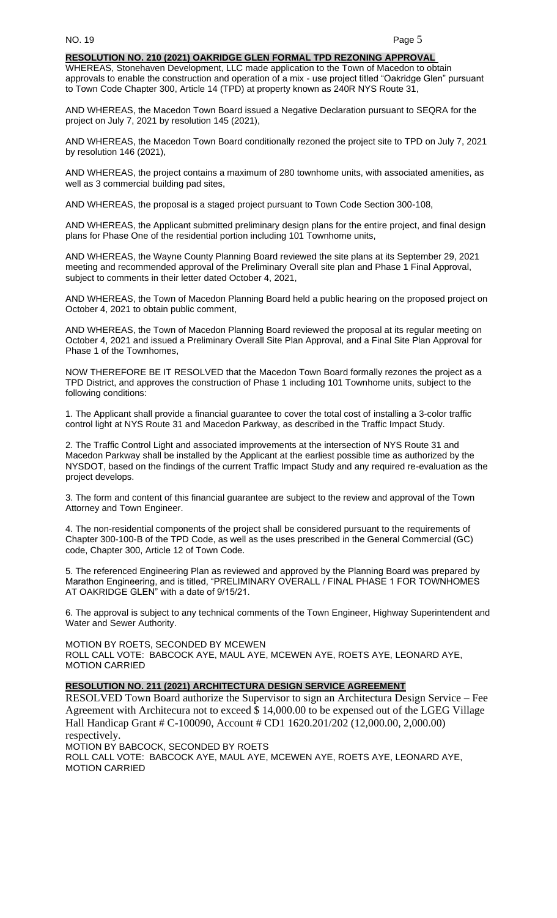**RESOLUTION NO. 210 (2021) OAKRIDGE GLEN FORMAL TPD REZONING APPROVAL**

WHEREAS, Stonehaven Development, LLC made application to the Town of Macedon to obtain approvals to enable the construction and operation of a mix - use project titled "Oakridge Glen" pursuant to Town Code Chapter 300, Article 14 (TPD) at property known as 240R NYS Route 31,

AND WHEREAS, the Macedon Town Board issued a Negative Declaration pursuant to SEQRA for the project on July 7, 2021 by resolution 145 (2021),

AND WHEREAS, the Macedon Town Board conditionally rezoned the project site to TPD on July 7, 2021 by resolution 146 (2021),

AND WHEREAS, the project contains a maximum of 280 townhome units, with associated amenities, as well as 3 commercial building pad sites,

AND WHEREAS, the proposal is a staged project pursuant to Town Code Section 300-108,

AND WHEREAS, the Applicant submitted preliminary design plans for the entire project, and final design plans for Phase One of the residential portion including 101 Townhome units,

AND WHEREAS, the Wayne County Planning Board reviewed the site plans at its September 29, 2021 meeting and recommended approval of the Preliminary Overall site plan and Phase 1 Final Approval, subject to comments in their letter dated October 4, 2021,

AND WHEREAS, the Town of Macedon Planning Board held a public hearing on the proposed project on October 4, 2021 to obtain public comment,

AND WHEREAS, the Town of Macedon Planning Board reviewed the proposal at its regular meeting on October 4, 2021 and issued a Preliminary Overall Site Plan Approval, and a Final Site Plan Approval for Phase 1 of the Townhomes,

NOW THEREFORE BE IT RESOLVED that the Macedon Town Board formally rezones the project as a TPD District, and approves the construction of Phase 1 including 101 Townhome units, subject to the following conditions:

1. The Applicant shall provide a financial guarantee to cover the total cost of installing a 3-color traffic control light at NYS Route 31 and Macedon Parkway, as described in the Traffic Impact Study.

2. The Traffic Control Light and associated improvements at the intersection of NYS Route 31 and Macedon Parkway shall be installed by the Applicant at the earliest possible time as authorized by the NYSDOT, based on the findings of the current Traffic Impact Study and any required re-evaluation as the project develops.

3. The form and content of this financial guarantee are subject to the review and approval of the Town Attorney and Town Engineer.

4. The non-residential components of the project shall be considered pursuant to the requirements of Chapter 300-100-B of the TPD Code, as well as the uses prescribed in the General Commercial (GC) code, Chapter 300, Article 12 of Town Code.

5. The referenced Engineering Plan as reviewed and approved by the Planning Board was prepared by Marathon Engineering, and is titled, "PRELIMINARY OVERALL / FINAL PHASE 1 FOR TOWNHOMES AT OAKRIDGE GLEN" with a date of 9/15/21.

6. The approval is subject to any technical comments of the Town Engineer, Highway Superintendent and Water and Sewer Authority.

MOTION BY ROETS, SECONDED BY MCEWEN
ROLL CALL VOTE: BABCOCK AYE, MAUL AYE, MCEWEN AYE, ROETS AYE, LEONARD AYE, MOTION CARRIED

**RESOLUTION NO. 211 (2021) ARCHITECTURA DESIGN SERVICE AGREEMENT**

RESOLVED Town Board authorize the Supervisor to sign an Architectura Design Service – Fee Agreement with Architecura not to exceed $ 14,000.00 to be expensed out of the LGEG Village Hall Handicap Grant # C-100090, Account # CD1 1620.201/202 (12,000.00, 2,000.00) respectively.

MOTION BY BABCOCK, SECONDED BY ROETS
ROLL CALL VOTE: BABCOCK AYE, MAUL AYE, MCEWEN AYE, ROETS AYE, LEONARD AYE, MOTION CARRIED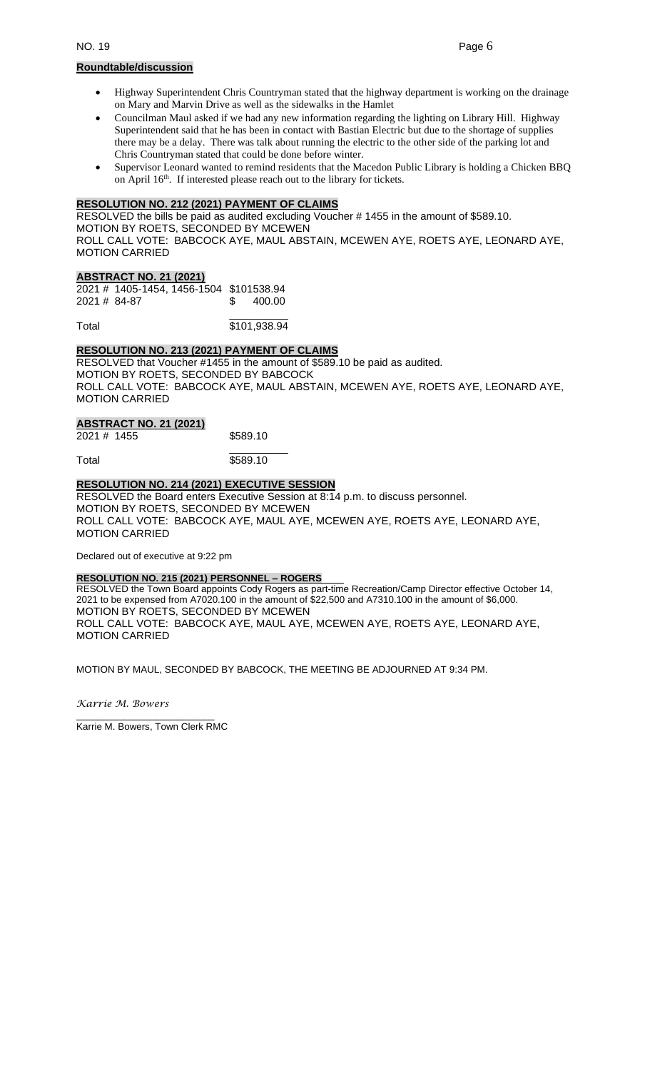**Roundtable/discussion**

- Highway Superintendent Chris Countryman stated that the highway department is working on the drainage on Mary and Marvin Drive as well as the sidewalks in the Hamlet
- Councilman Maul asked if we had any new information regarding the lighting on Library Hill. Highway Superintendent said that he has been in contact with Bastian Electric but due to the shortage of supplies there may be a delay. There was talk about running the electric to the other side of the parking lot and Chris Countryman stated that could be done before winter.
- Supervisor Leonard wanted to remind residents that the Macedon Public Library is holding a Chicken BBQ on April 16th. If interested please reach out to the library for tickets.

**RESOLUTION NO. 212 (2021) PAYMENT OF CLAIMS**

RESOLVED the bills be paid as audited excluding Voucher # 1455 in the amount of $589.10.
MOTION BY ROETS, SECONDED BY MCEWEN
ROLL CALL VOTE: BABCOCK AYE, MAUL ABSTAIN, MCEWEN AYE, ROETS AYE, LEONARD AYE,
MOTION CARRIED

**ABSTRACT NO. 21 (2021)**

| | |
|---|---|
| 2021 # 1405-1454, 1456-1504 | $101538.94 |
| 2021 # 84-87 | $ 400.00 |
| Total | $101,938.94 |

**RESOLUTION NO. 213 (2021) PAYMENT OF CLAIMS**

RESOLVED that Voucher #1455 in the amount of $589.10 be paid as audited.
MOTION BY ROETS, SECONDED BY BABCOCK
ROLL CALL VOTE: BABCOCK AYE, MAUL ABSTAIN, MCEWEN AYE, ROETS AYE, LEONARD AYE,
MOTION CARRIED

**ABSTRACT NO. 21 (2021)**

| | |
|---|---|
| 2021 # 1455 | $589.10 |
| Total | $589.10 |

**RESOLUTION NO. 214 (2021) EXECUTIVE SESSION**

RESOLVED the Board enters Executive Session at 8:14 p.m. to discuss personnel.
MOTION BY ROETS, SECONDED BY MCEWEN
ROLL CALL VOTE: BABCOCK AYE, MAUL AYE, MCEWEN AYE, ROETS AYE, LEONARD AYE,
MOTION CARRIED

Declared out of executive at 9:22 pm

**RESOLUTION NO. 215 (2021) PERSONNEL – ROGERS**

RESOLVED the Town Board appoints Cody Rogers as part-time Recreation/Camp Director effective October 14, 2021 to be expensed from A7020.100 in the amount of $22,500 and A7310.100 in the amount of $6,000.
MOTION BY ROETS, SECONDED BY MCEWEN
ROLL CALL VOTE: BABCOCK AYE, MAUL AYE, MCEWEN AYE, ROETS AYE, LEONARD AYE,
MOTION CARRIED

MOTION BY MAUL, SECONDED BY BABCOCK, THE MEETING BE ADJOURNED AT 9:34 PM.

*Karrie M. Bowers*

Karrie M. Bowers, Town Clerk RMC